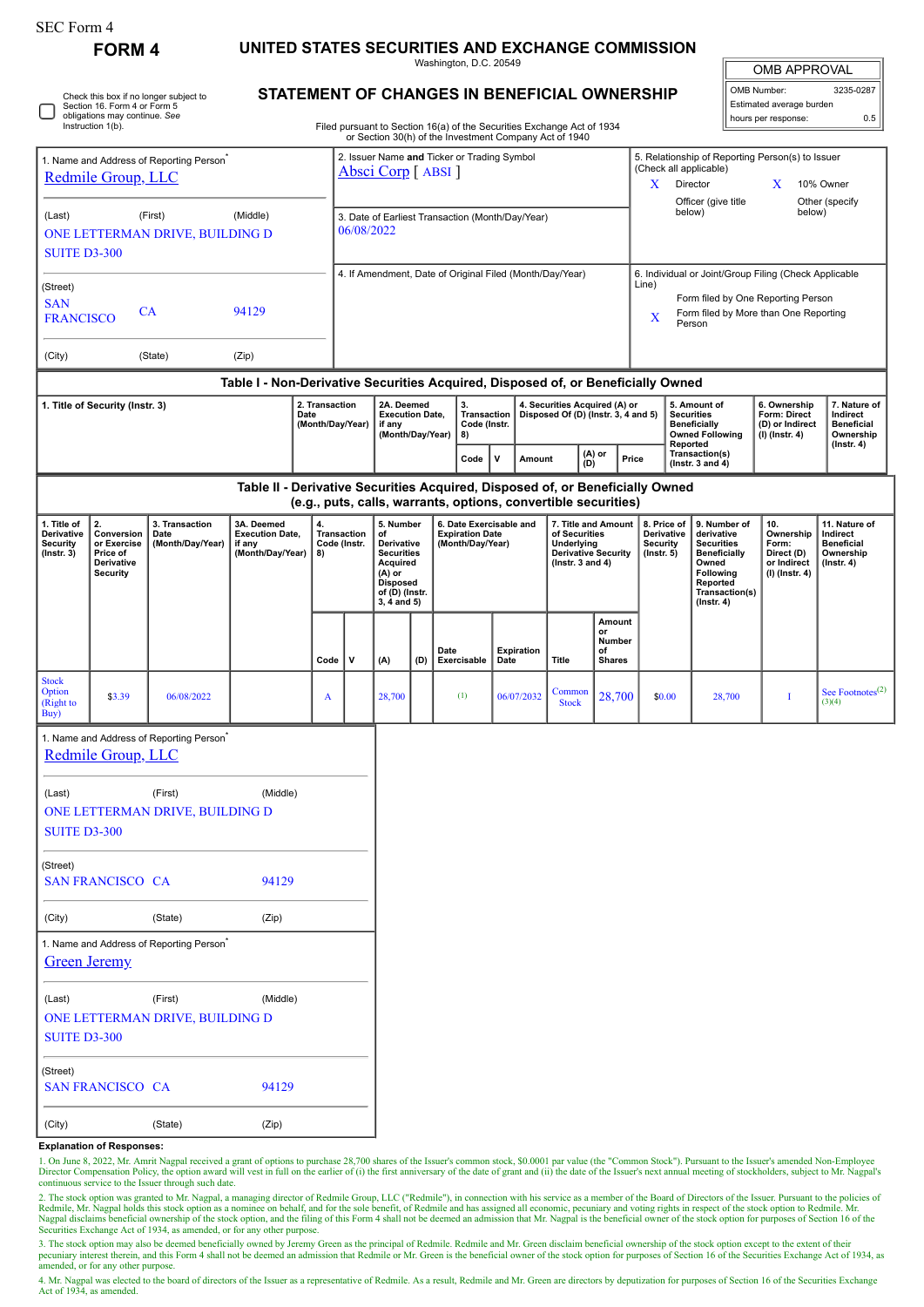SEC Form 4

# FORM 4

## UNITED STATES SECURITIES AND EXCHANGE COMMISSION

Washington, D.C. 20549

## STATEMENT OF CHANGES IN BENEFICIAL OWNERSHIP

Filed pursuant to Section 16(a) of the Securities Exchange Act of 1934 or Section 30(h) of the Investment Company Act of 1940

| OMB APPROVAL | |
|---|---|
| OMB Number: | 3235-0287 |
| Estimated average burden | |
| hours per response: | 0.5 |

☐ Check this box if no longer subject to Section 16. Form 4 or Form 5 obligations may continue. *See* Instruction 1(b).

1. Name and Address of Reporting Person*
Redmile Group, LLC

(Last) (First) (Middle)
ONE LETTERMAN DRIVE, BUILDING D
SUITE D3-300

(Street)
SAN FRANCISCO CA 94129

(City) (State) (Zip)

2. Issuer Name **and** Ticker or Trading Symbol
Absci Corp [ ABSI ]

3. Date of Earliest Transaction (Month/Day/Year)
06/08/2022

4. If Amendment, Date of Original Filed (Month/Day/Year)

5. Relationship of Reporting Person(s) to Issuer (Check all applicable)
X Director
X 10% Owner
Officer (give title below)
Other (specify below)

6. Individual or Joint/Group Filing (Check Applicable Line)
Form filed by One Reporting Person
X Form filed by More than One Reporting Person

### Table I - Non-Derivative Securities Acquired, Disposed of, or Beneficially Owned

| 1. Title of Security (Instr. 3) | 2. Transaction Date (Month/Day/Year) | 2A. Deemed Execution Date, if any (Month/Day/Year) | 3. Transaction Code (Instr. 8) | | 4. Securities Acquired (A) or Disposed Of (D) (Instr. 3, 4 and 5) | | | 5. Amount of Securities Beneficially Owned Following Reported Transaction(s) (Instr. 3 and 4) | 6. Ownership Form: Direct (D) or Indirect (I) (Instr. 4) | 7. Nature of Indirect Beneficial Ownership (Instr. 4) |
|---|---|---|---|---|---|---|---|---|---|---|
| | | | Code | V | Amount | (A) or (D) | Price | | | |

### Table II - Derivative Securities Acquired, Disposed of, or Beneficially Owned (e.g., puts, calls, warrants, options, convertible securities)

| 1. Title of Derivative Security (Instr. 3) | 2. Conversion or Exercise Price of Derivative Security | 3. Transaction Date (Month/Day/Year) | 3A. Deemed Execution Date, if any (Month/Day/Year) | 4. Transaction Code (Instr. 8) | | 5. Number of Derivative Securities Acquired (A) or Disposed of (D) (Instr. 3, 4 and 5) | | 6. Date Exercisable and Expiration Date (Month/Day/Year) | | 7. Title and Amount of Securities Underlying Derivative Security (Instr. 3 and 4) | | 8. Price of Derivative Security (Instr. 5) | 9. Number of derivative Securities Beneficially Owned Following Reported Transaction(s) (Instr. 4) | 10. Ownership Form: Direct (D) or Indirect (I) (Instr. 4) | 11. Nature of Indirect Beneficial Ownership (Instr. 4) |
|---|---|---|---|---|---|---|---|---|---|---|---|---|---|---|---|
| | | | | Code | V | (A) | (D) | Date Exercisable | Expiration Date | Title | Amount or Number of Shares | | | | |
| Stock Option (Right to Buy) | $3.39 | 06/08/2022 | | A | | 28,700 | | (1) | 06/07/2032 | Common Stock | 28,700 | $0.00 | 28,700 | I | See Footnotes[(2)(3)(4)] |

1. Name and Address of Reporting Person*
Redmile Group, LLC

(Last) (First) (Middle)
ONE LETTERMAN DRIVE, BUILDING D
SUITE D3-300

(Street)
SAN FRANCISCO CA 94129

(City) (State) (Zip)

1. Name and Address of Reporting Person*
Green Jeremy

(Last) (First) (Middle)
ONE LETTERMAN DRIVE, BUILDING D
SUITE D3-300

(Street)
SAN FRANCISCO CA 94129

(City) (State) (Zip)

**Explanation of Responses:**

1. On June 8, 2022, Mr. Amrit Nagpal received a grant of options to purchase 28,700 shares of the Issuer's common stock, $0.0001 par value (the "Common Stock"). Pursuant to the Issuer's amended Non-Employee Director Compensation Policy, the option award will vest in full on the earlier of (i) the first anniversary of the date of grant and (ii) the date of the Issuer's next annual meeting of stockholders, subject to Mr. Nagpal's continuous service to the Issuer through such date.

2. The stock option was granted to Mr. Nagpal, a managing director of Redmile Group, LLC ("Redmile"), in connection with his service as a member of the Board of Directors of the Issuer. Pursuant to the policies of Redmile, Mr. Nagpal holds this stock option as a nominee on behalf, and for the sole benefit, of Redmile and has assigned all economic, pecuniary and voting rights in respect of the stock option to Redmile. Mr. Nagpal disclaims beneficial ownership of the stock option, and the filing of this Form 4 shall not be deemed an admission that Mr. Nagpal is the beneficial owner of the stock option for purposes of Section 16 of the Securities Exchange Act of 1934, as amended, or for any other purpose.

3. The stock option may also be deemed beneficially owned by Jeremy Green as the principal of Redmile. Redmile and Mr. Green disclaim beneficial ownership of the stock option except to the extent of their pecuniary interest therein, and this Form 4 shall not be deemed an admission that Redmile or Mr. Green is the beneficial owner of the stock option for purposes of Section 16 of the Securities Exchange Act of 1934, as amended, or for any other purpose.

4. Mr. Nagpal was elected to the board of directors of the Issuer as a representative of Redmile. As a result, Redmile and Mr. Green are directors by deputization for purposes of Section 16 of the Securities Exchange Act of 1934, as amended.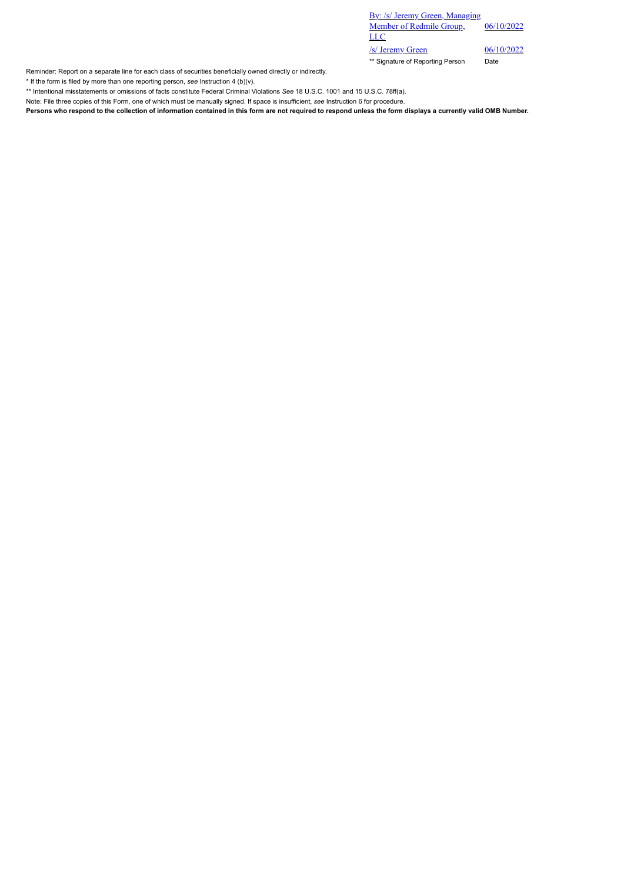| | |
|---|---|
| By: /s/ Jeremy Green, Managing Member of Redmile Group, LLC | 06/10/2022 |
| /s/ Jeremy Green | 06/10/2022 |
| ** Signature of Reporting Person | Date |

Reminder: Report on a separate line for each class of securities beneficially owned directly or indirectly.

* If the form is filed by more than one reporting person, *see* Instruction 4 (b)(v).

** Intentional misstatements or omissions of facts constitute Federal Criminal Violations *See* 18 U.S.C. 1001 and 15 U.S.C. 78ff(a).

Note: File three copies of this Form, one of which must be manually signed. If space is insufficient, *see* Instruction 6 for procedure.

**Persons who respond to the collection of information contained in this form are not required to respond unless the form displays a currently valid OMB Number.**